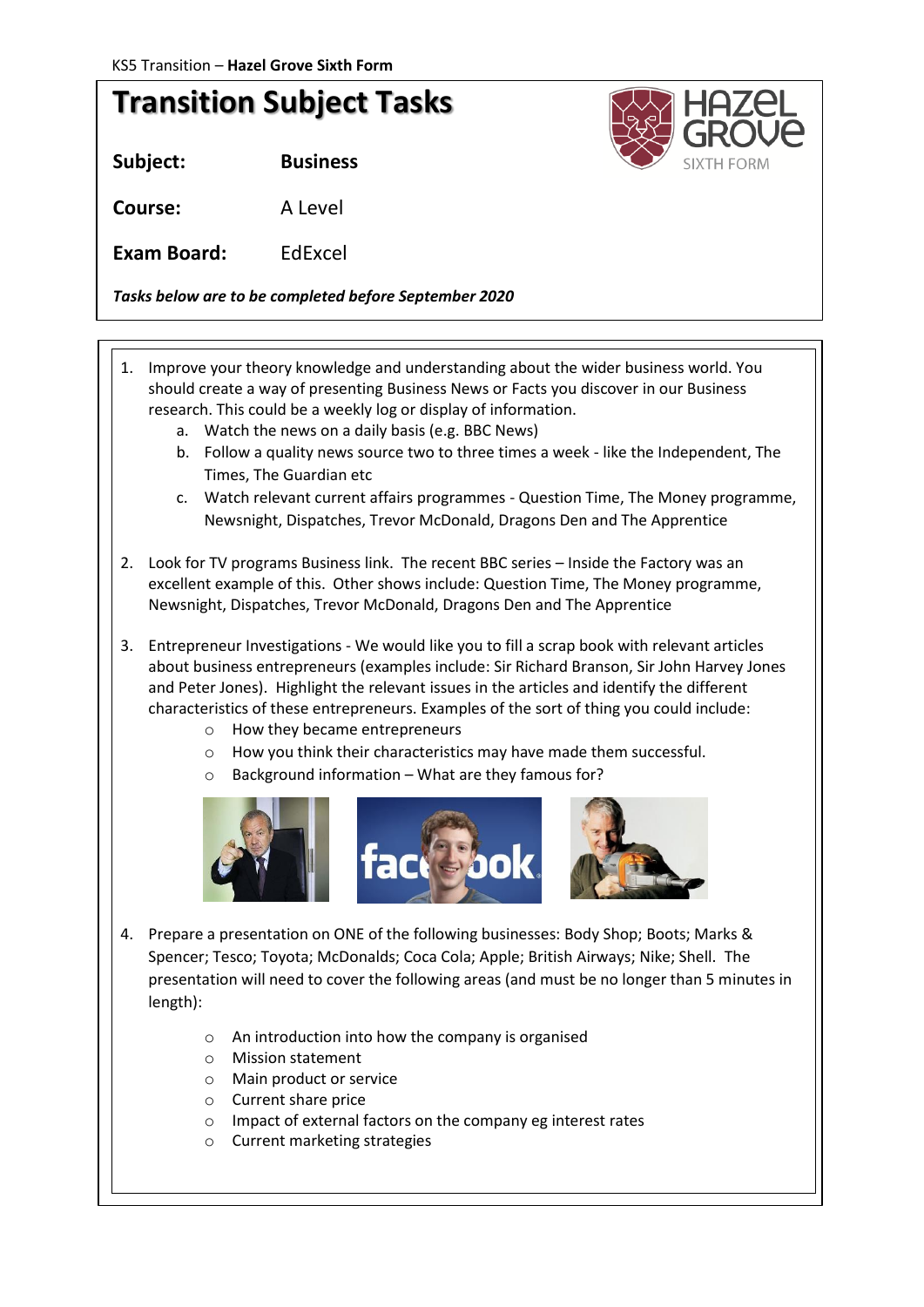KS5 Transition – **Hazel Grove Sixth Form**

# Transition Subject Tasks

**Subject:** **Business**

**Course:** A Level

**Exam Board:** EdExcel

***Tasks below are to be completed before September 2020***

1. Improve your theory knowledge and understanding about the wider business world. You should create a way of presenting Business News or Facts you discover in our Business research. This could be a weekly log or display of information.
   a. Watch the news on a daily basis (e.g. BBC News)
   b. Follow a quality news source two to three times a week - like the Independent, The Times, The Guardian etc
   c. Watch relevant current affairs programmes - Question Time, The Money programme, Newsnight, Dispatches, Trevor McDonald, Dragons Den and The Apprentice

2. Look for TV programs Business link. The recent BBC series – Inside the Factory was an excellent example of this. Other shows include: Question Time, The Money programme, Newsnight, Dispatches, Trevor McDonald, Dragons Den and The Apprentice

3. Entrepreneur Investigations - We would like you to fill a scrap book with relevant articles about business entrepreneurs (examples include: Sir Richard Branson, Sir John Harvey Jones and Peter Jones). Highlight the relevant issues in the articles and identify the different characteristics of these entrepreneurs. Examples of the sort of thing you could include:
   - How they became entrepreneurs
   - How you think their characteristics may have made them successful.
   - Background information – What are they famous for?

4. Prepare a presentation on ONE of the following businesses: Body Shop; Boots; Marks & Spencer; Tesco; Toyota; McDonalds; Coca Cola; Apple; British Airways; Nike; Shell. The presentation will need to cover the following areas (and must be no longer than 5 minutes in length):
   - An introduction into how the company is organised
   - Mission statement
   - Main product or service
   - Current share price
   - Impact of external factors on the company eg interest rates
   - Current marketing strategies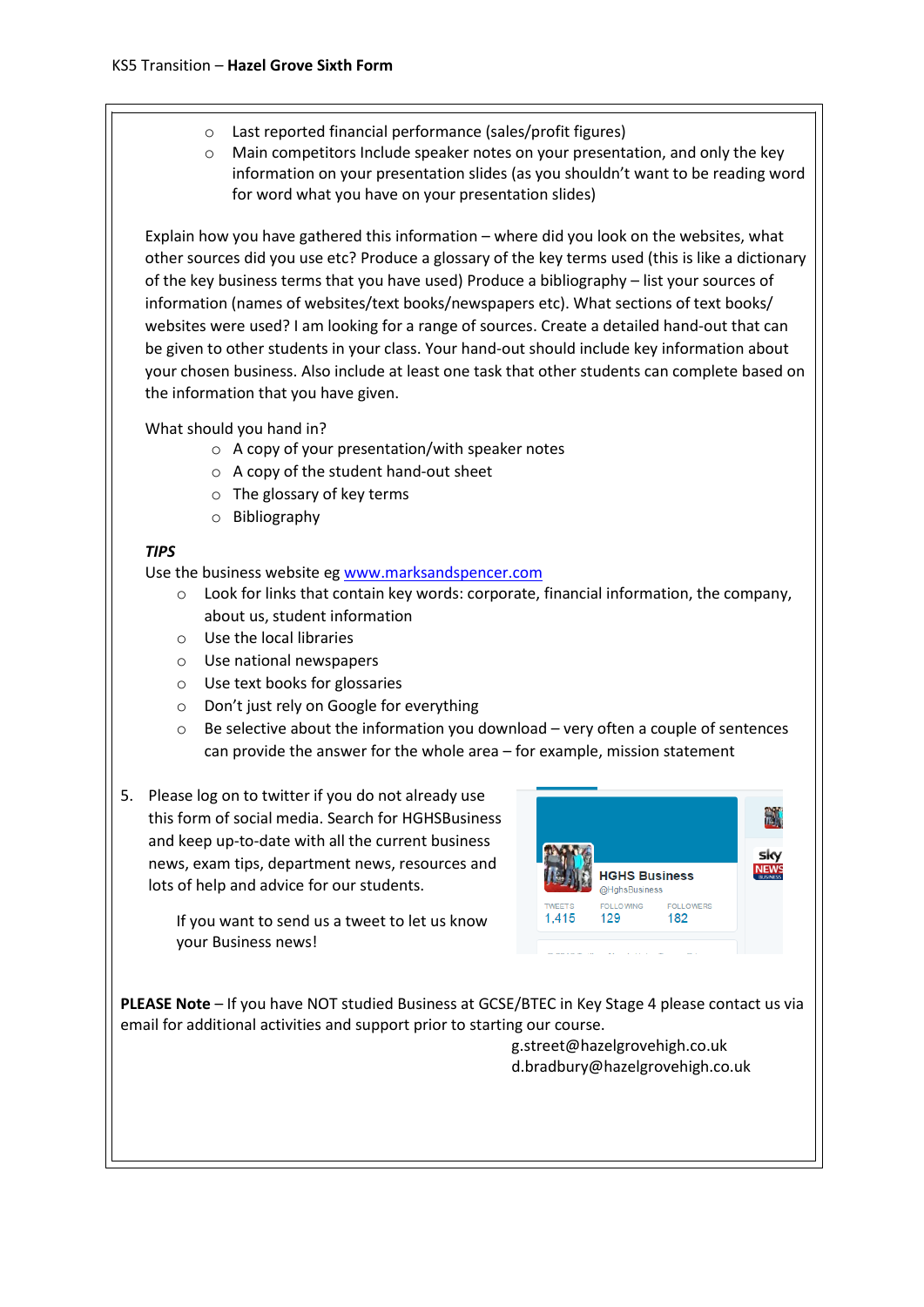- Last reported financial performance (sales/profit figures)
- Main competitors Include speaker notes on your presentation, and only the key information on your presentation slides (as you shouldn't want to be reading word for word what you have on your presentation slides)

Explain how you have gathered this information – where did you look on the websites, what other sources did you use etc? Produce a glossary of the key terms used (this is like a dictionary of the key business terms that you have used) Produce a bibliography – list your sources of information (names of websites/text books/newspapers etc). What sections of text books/ websites were used? I am looking for a range of sources. Create a detailed hand-out that can be given to other students in your class. Your hand-out should include key information about your chosen business. Also include at least one task that other students can complete based on the information that you have given.

What should you hand in?

- A copy of your presentation/with speaker notes
- A copy of the student hand-out sheet
- The glossary of key terms
- Bibliography

***TIPS***

Use the business website eg [www.marksandspencer.com](http://www.marksandspencer.com)

- Look for links that contain key words: corporate, financial information, the company, about us, student information
- Use the local libraries
- Use national newspapers
- Use text books for glossaries
- Don't just rely on Google for everything
- Be selective about the information you download – very often a couple of sentences can provide the answer for the whole area – for example, mission statement

5. Please log on to twitter if you do not already use this form of social media. Search for HGHSBusiness and keep up-to-date with all the current business news, exam tips, department news, resources and lots of help and advice for our students.

   If you want to send us a tweet to let us know your Business news!

HGHS Business
@HghsBusiness
TWEETS 1,415
FOLLOWING 129
FOLLOWERS 182

**PLEASE Note** – If you have NOT studied Business at GCSE/BTEC in Key Stage 4 please contact us via email for additional activities and support prior to starting our course.

g.street@hazelgrovehigh.co.uk
d.bradbury@hazelgrovehigh.co.uk